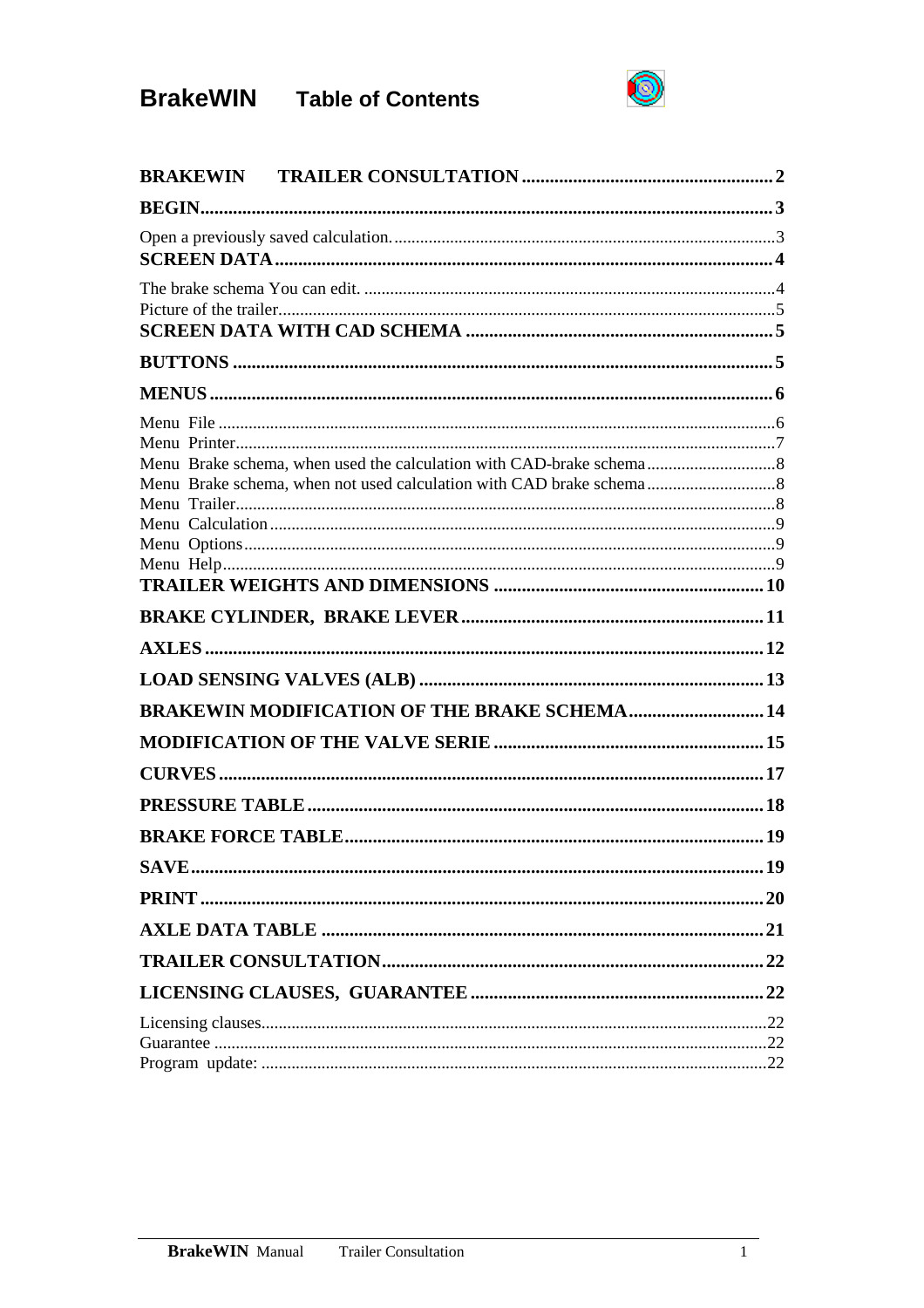# BrakeWIN Table of Contents

**BRAKEWIN TRAILER CONSULTATION** ........ 2

**BEGIN** ........ 3

Open a previously saved calculation. ........ 3

**SCREEN DATA** ........ 4

The brake schema You can edit. ........ 4

Picture of the trailer. ........ 5

**SCREEN DATA WITH CAD SCHEMA** ........ 5

**BUTTONS** ........ 5

**MENUS** ........ 6

Menu File ........ 6

Menu Printer ........ 7

Menu Brake schema, when used the calculation with CAD-brake schema ........ 8

Menu Brake schema, when not used calculation with CAD brake schema ........ 8

Menu Trailer ........ 8

Menu Calculation ........ 9

Menu Options ........ 9

Menu Help ........ 9

**TRAILER WEIGHTS AND DIMENSIONS** ........ 10

**BRAKE CYLINDER, BRAKE LEVER** ........ 11

**AXLES** ........ 12

**LOAD SENSING VALVES (ALB)** ........ 13

**BRAKEWIN MODIFICATION OF THE BRAKE SCHEMA** ........ 14

**MODIFICATION OF THE VALVE SERIE** ........ 15

**CURVES** ........ 17

**PRESSURE TABLE** ........ 18

**BRAKE FORCE TABLE** ........ 19

**SAVE** ........ 19

**PRINT** ........ 20

**AXLE DATA TABLE** ........ 21

**TRAILER CONSULTATION** ........ 22

**LICENSING CLAUSES, GUARANTEE** ........ 22

Licensing clauses ........ 22

Guarantee ........ 22

Program update: ........ 22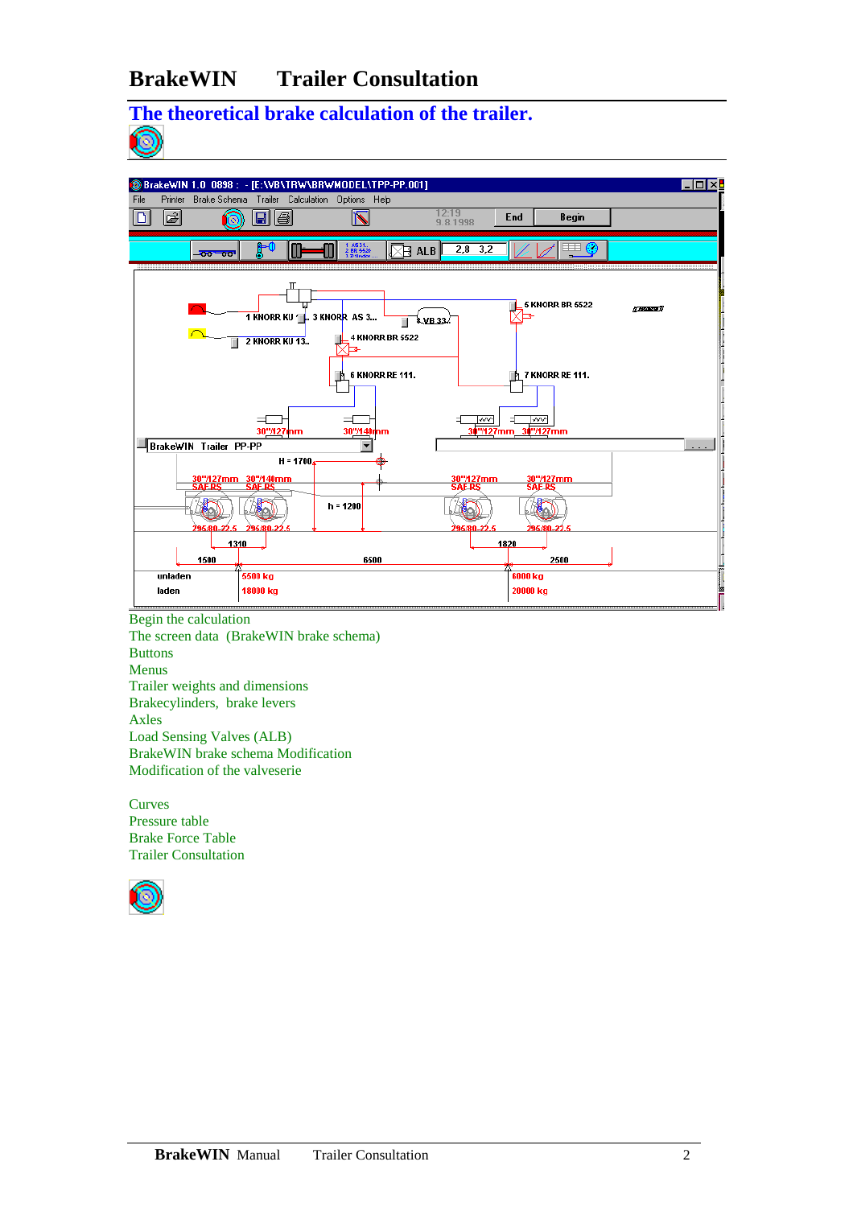# BrakeWIN Trailer Consultation

## The theoretical brake calculation of the trailer.

Begin the calculation
The screen data (BrakeWIN brake schema)
Buttons
Menus
Trailer weights and dimensions
Brakecylinders, brake levers
Axles
Load Sensing Valves (ALB)
BrakeWIN brake schema Modification
Modification of the valveserie

Curves
Pressure table
Brake Force Table
Trailer Consultation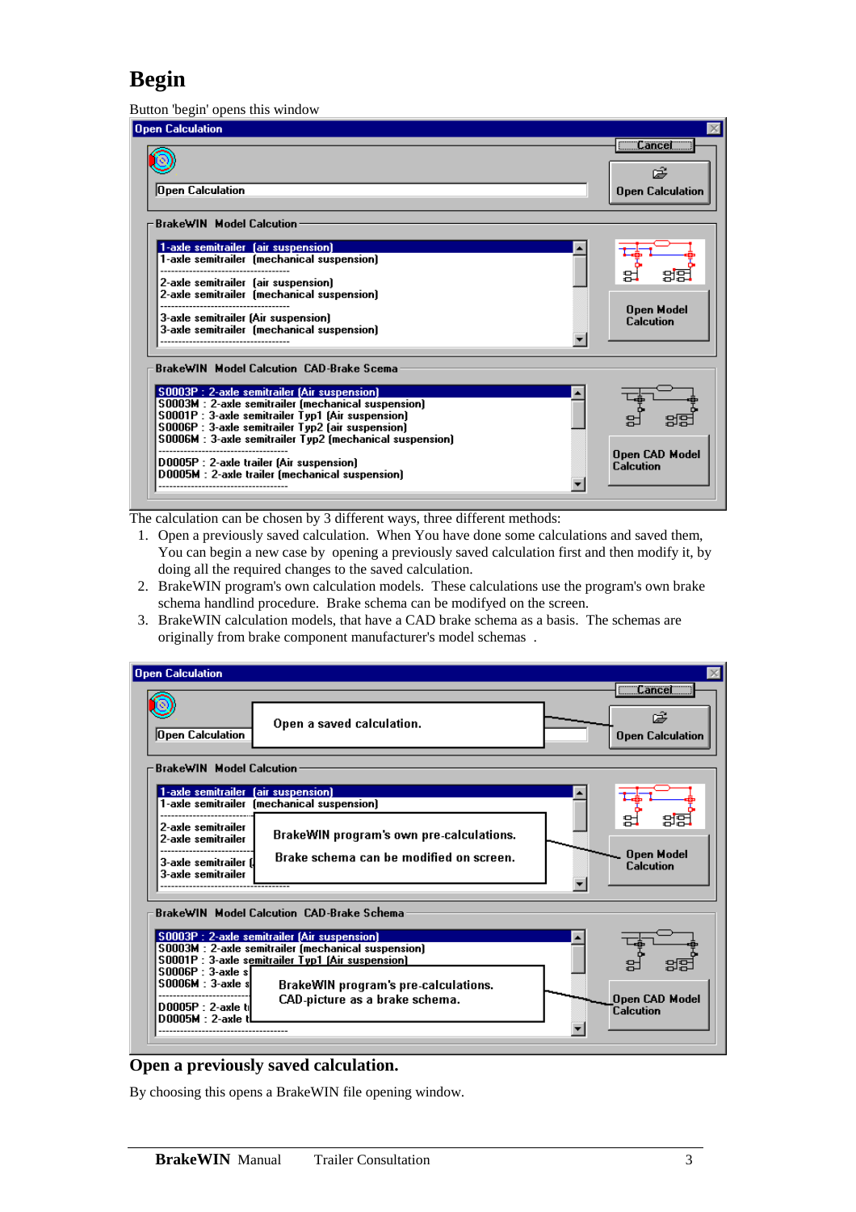# Begin

Button 'begin' opens this window

The calculation can be chosen by 3 different ways, three different methods:

1. Open a previously saved calculation. When You have done some calculations and saved them, You can begin a new case by opening a previously saved calculation first and then modify it, by doing all the required changes to the saved calculation.
2. BrakeWIN program's own calculation models. These calculations use the program's own brake schema handlind procedure. Brake schema can be modifyed on the screen.
3. BrakeWIN calculation models, that have a CAD brake schema as a basis. The schemas are originally from brake component manufacturer's model schemas .

## Open a previously saved calculation.

By choosing this opens a BrakeWIN file opening window.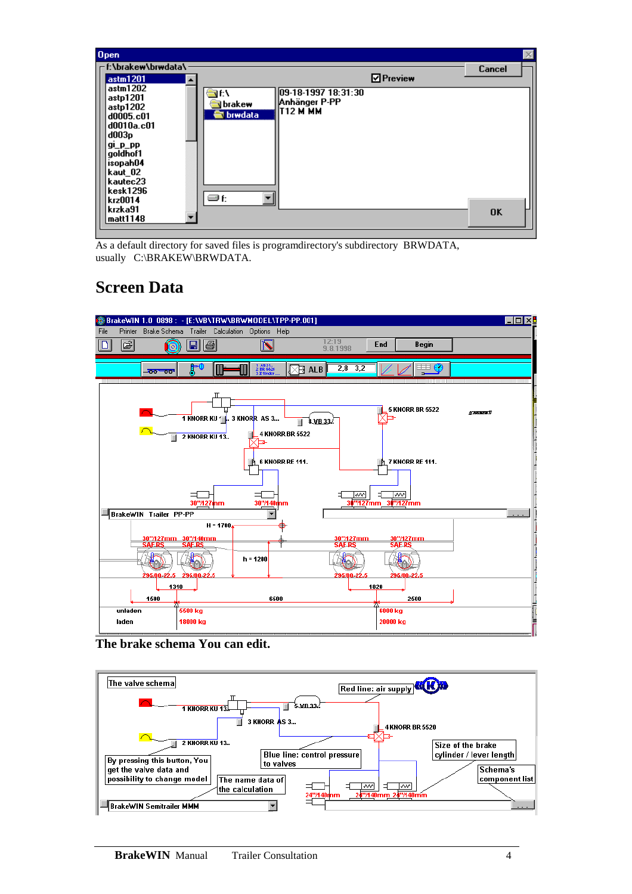As a default directory for saved files is programdirectory's subdirectory BRWDATA, usually C:\BRAKEW\BRWDATA.

## Screen Data

The brake schema You can edit.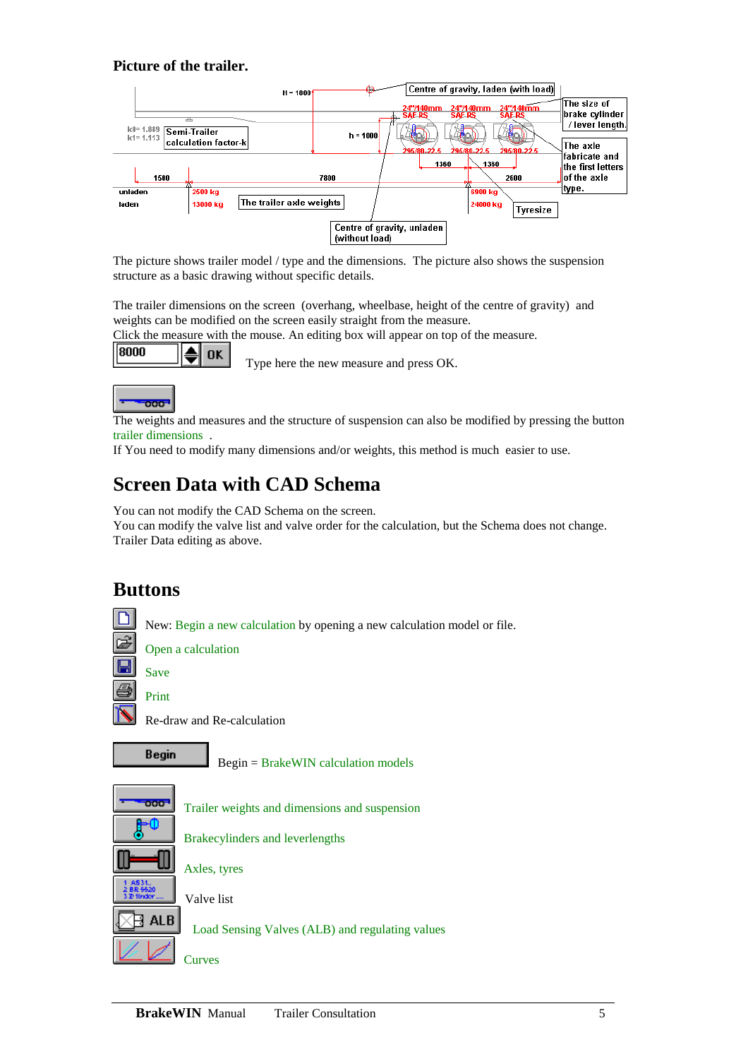**Picture of the trailer.**

The picture shows trailer model / type and the dimensions. The picture also shows the suspension structure as a basic drawing without specific details.

The trailer dimensions on the screen (overhang, wheelbase, height of the centre of gravity) and weights can be modified on the screen easily straight from the measure.
Click the measure with the mouse. An editing box will appear on top of the measure.

Type here the new measure and press OK.

The weights and measures and the structure of suspension can also be modified by pressing the button trailer dimensions .
If You need to modify many dimensions and/or weights, this method is much easier to use.

## Screen Data with CAD Schema

You can not modify the CAD Schema on the screen.
You can modify the valve list and valve order for the calculation, but the Schema does not change.
Trailer Data editing as above.

## Buttons

New: Begin a new calculation by opening a new calculation model or file.

Open a calculation

Save

Print

Re-draw and Re-calculation

Begin = BrakeWIN calculation models

Trailer weights and dimensions and suspension

Brakecylinders and leverlengths

Axles, tyres

Valve list

Load Sensing Valves (ALB) and regulating values

Curves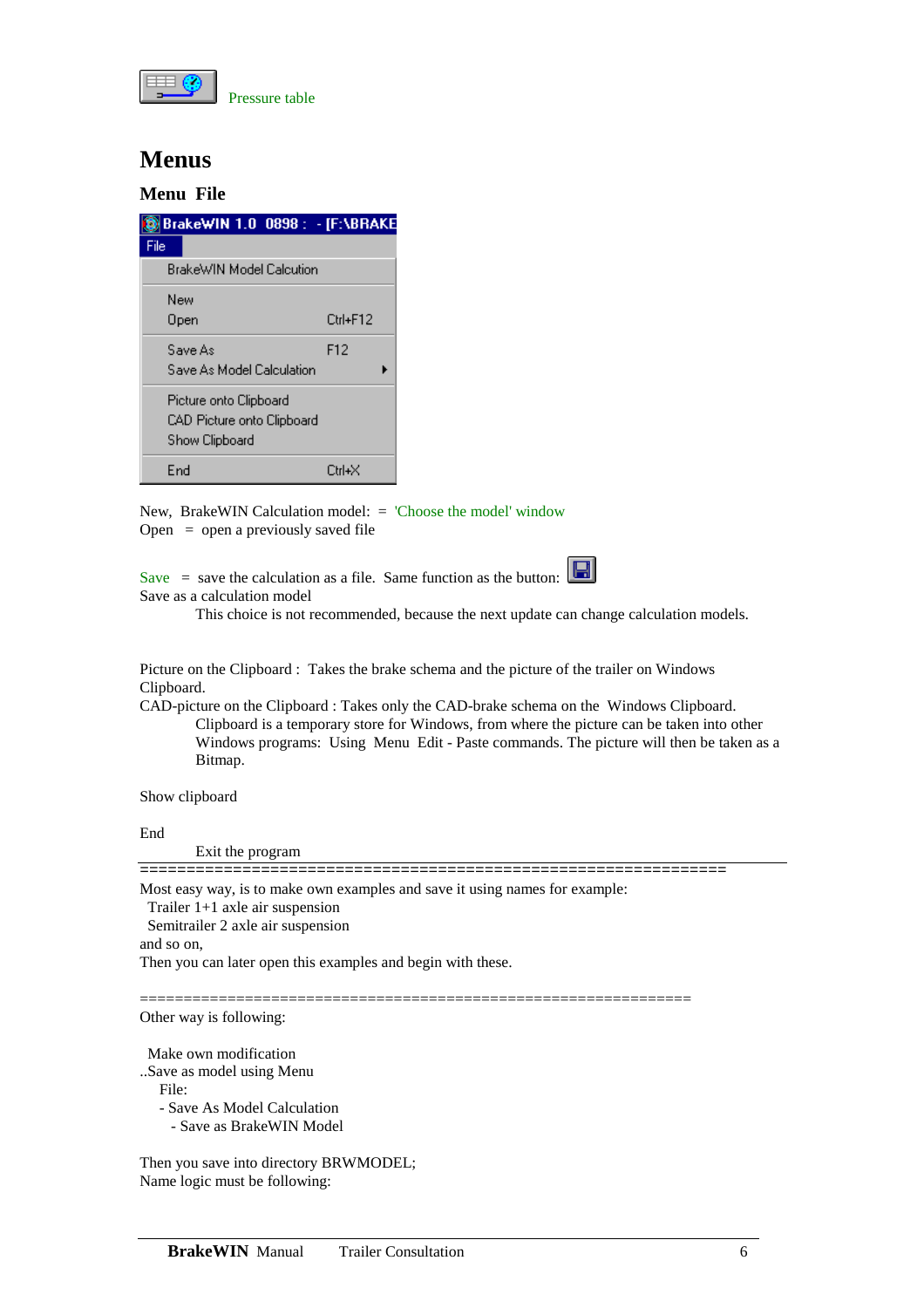Pressure table

# Menus

## Menu File

New, BrakeWIN Calculation model: = 'Choose the model' window
Open = open a previously saved file

Save = save the calculation as a file. Same function as the button:
Save as a calculation model

This choice is not recommended, because the next update can change calculation models.

Picture on the Clipboard : Takes the brake schema and the picture of the trailer on Windows Clipboard.
CAD-picture on the Clipboard : Takes only the CAD-brake schema on the Windows Clipboard.

Clipboard is a temporary store for Windows, from where the picture can be taken into other Windows programs: Using Menu Edit - Paste commands. The picture will then be taken as a Bitmap.

Show clipboard

End

Exit the program

=================================================================

Most easy way, is to make own examples and save it using names for example:
Trailer 1+1 axle air suspension
Semitrailer 2 axle air suspension
and so on,
Then you can later open this examples and begin with these.

==============================================================

Other way is following:

Make own modification
..Save as model using Menu
File:
- Save As Model Calculation
- Save as BrakeWIN Model

Then you save into directory BRWMODEL;
Name logic must be following: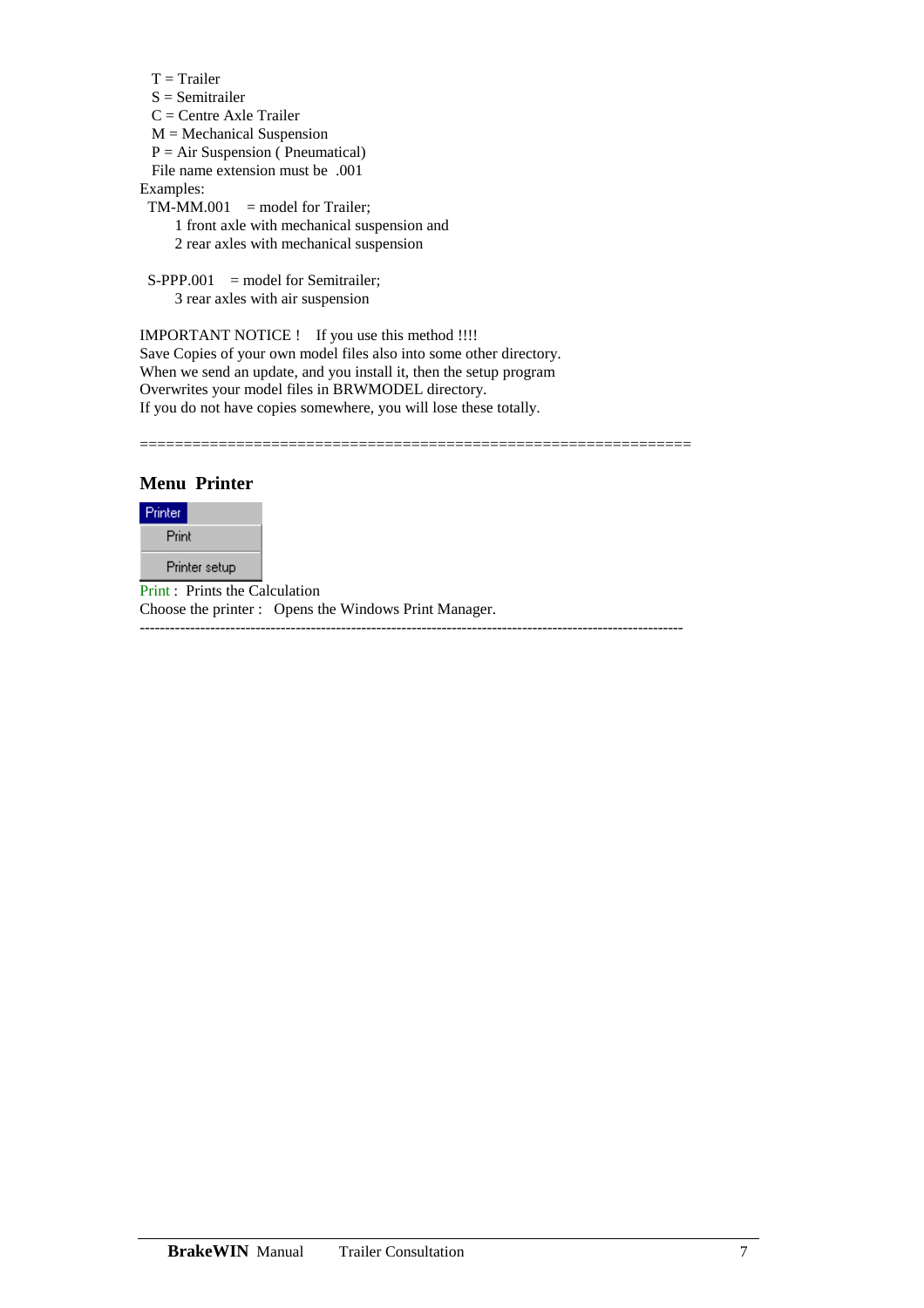T = Trailer
S = Semitrailer
C = Centre Axle Trailer
M = Mechanical Suspension
P = Air Suspension ( Pneumatical)
File name extension must be .001

Examples:

TM-MM.001 = model for Trailer;
1 front axle with mechanical suspension and
2 rear axles with mechanical suspension

S-PPP.001 = model for Semitrailer;
3 rear axles with air suspension

IMPORTANT NOTICE ! If you use this method !!!!
Save Copies of your own model files also into some other directory.
When we send an update, and you install it, then the setup program
Overwrites your model files in BRWMODEL directory.
If you do not have copies somewhere, you will lose these totally.

==============================================================

## Menu Printer

Printer
Print
Printer setup

Print : Prints the Calculation
Choose the printer : Opens the Windows Print Manager.

---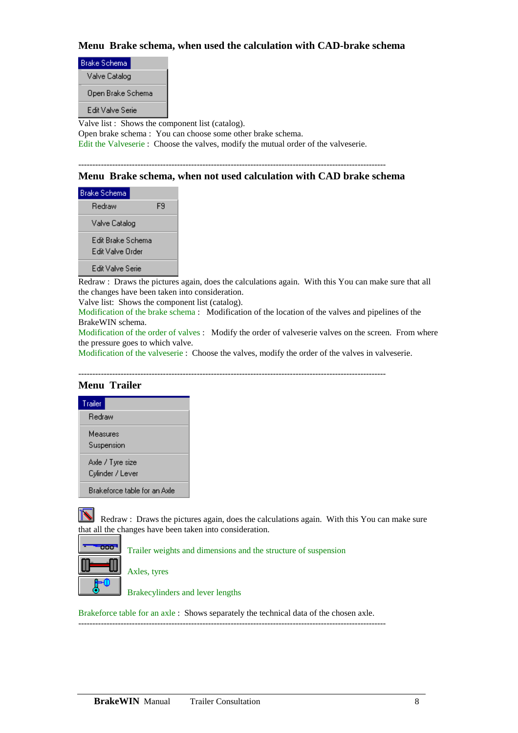### Menu  Brake schema, when used the calculation with CAD-brake schema

Brake Schema
- Valve Catalog
- Open Brake Schema
- Edit Valve Serie

Valve list :  Shows the component list (catalog).
Open brake schema :  You can choose some other brake schema.
Edit the Valveserie :  Choose the valves, modify the mutual order of the valveserie.

---

### Menu  Brake schema, when not used calculation with CAD brake schema

Brake Schema
- Redraw F9
- Valve Catalog
- Edit Brake Schema
- Edit Valve Order
- Edit Valve Serie

Redraw :  Draws the pictures again, does the calculations again.  With this You can make sure that all the changes have been taken into consideration.
Valve list:  Shows the component list (catalog).
Modification of the brake schema :   Modification of the location of the valves and pipelines of the BrakeWIN schema.
Modification of the order of valves :   Modify the order of valveserie valves on the screen.  From where the pressure goes to which valve.
Modification of the valveserie :  Choose the valves, modify the order of the valves in valveserie.

---

### Menu  Trailer

Trailer
- Redraw
- Measures
- Suspension
- Axle / Tyre size
- Cylinder / Lever
- Brakeforce table for an Axle

Redraw :  Draws the pictures again, does the calculations again.  With this You can make sure that all the changes have been taken into consideration.

Trailer weights and dimensions and the structure of suspension

Axles, tyres

Brakecylinders and lever lengths

Brakeforce table for an axle :  Shows separately the technical data of the chosen axle.

---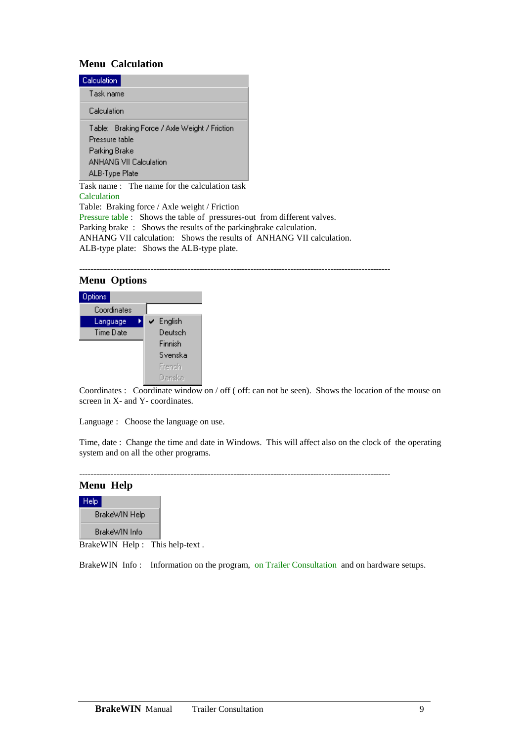## Menu Calculation

Calculation

Task name

Calculation

Table: Braking Force / Axle Weight / Friction
Pressure table
Parking Brake
ANHANG VII Calculation
ALB-Type Plate

Task name : The name for the calculation task
Calculation
Table: Braking force / Axle weight / Friction
Pressure table : Shows the table of pressures-out from different valves.
Parking brake : Shows the results of the parkingbrake calculation.
ANHANG VII calculation: Shows the results of ANHANG VII calculation.
ALB-type plate: Shows the ALB-type plate.

---

## Menu Options

Options

Coordinates
Language
Time Date

English
Deutsch
Finnish
Svenska
French
Danska

Coordinates : Coordinate window on / off ( off: can not be seen). Shows the location of the mouse on screen in X- and Y- coordinates.

Language : Choose the language on use.

Time, date : Change the time and date in Windows. This will affect also on the clock of the operating system and on all the other programs.

---

## Menu Help

Help

BrakeWIN Help

BrakeWIN Info

BrakeWIN Help : This help-text .

BrakeWIN Info : Information on the program, on Trailer Consultation and on hardware setups.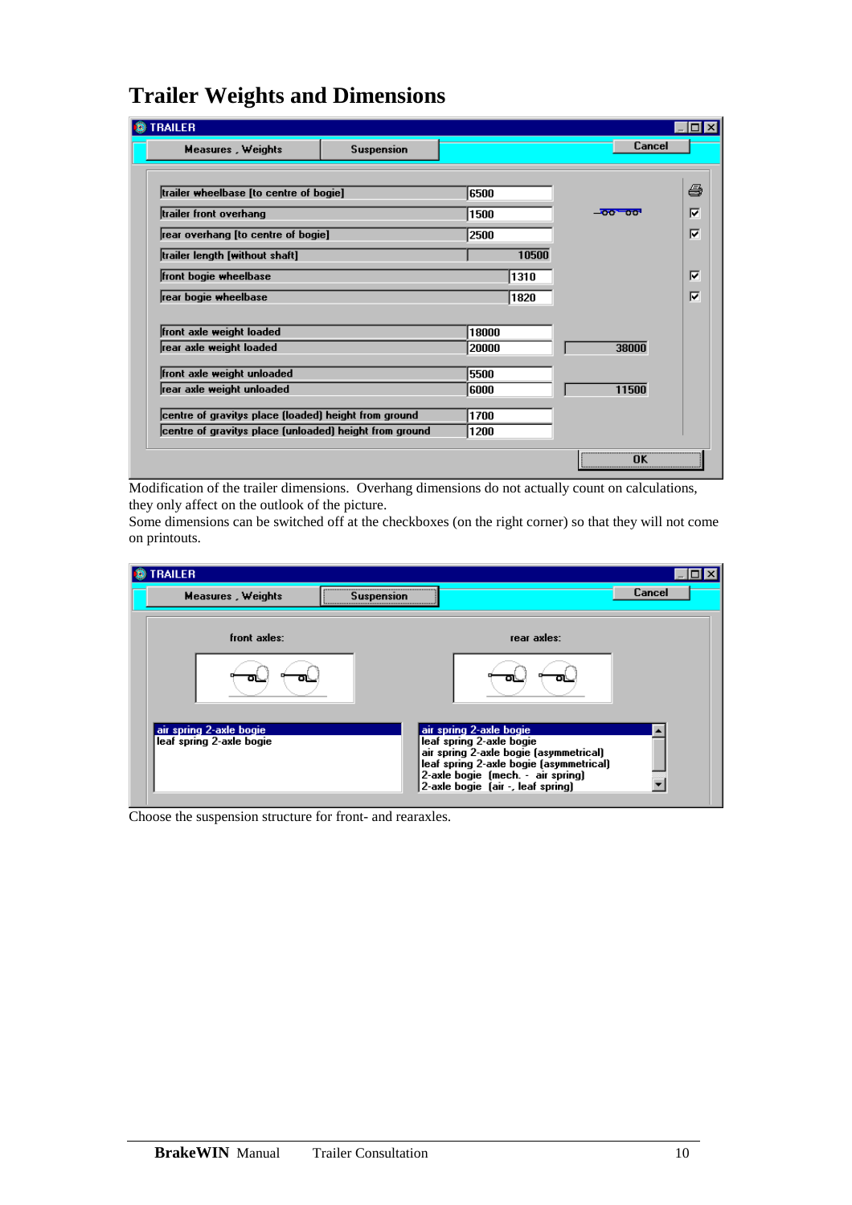# Trailer Weights and Dimensions

Modification of the trailer dimensions. Overhang dimensions do not actually count on calculations, they only affect on the outlook of the picture.

Some dimensions can be switched off at the checkboxes (on the right corner) so that they will not come on printouts.

Choose the suspension structure for front- and rearaxles.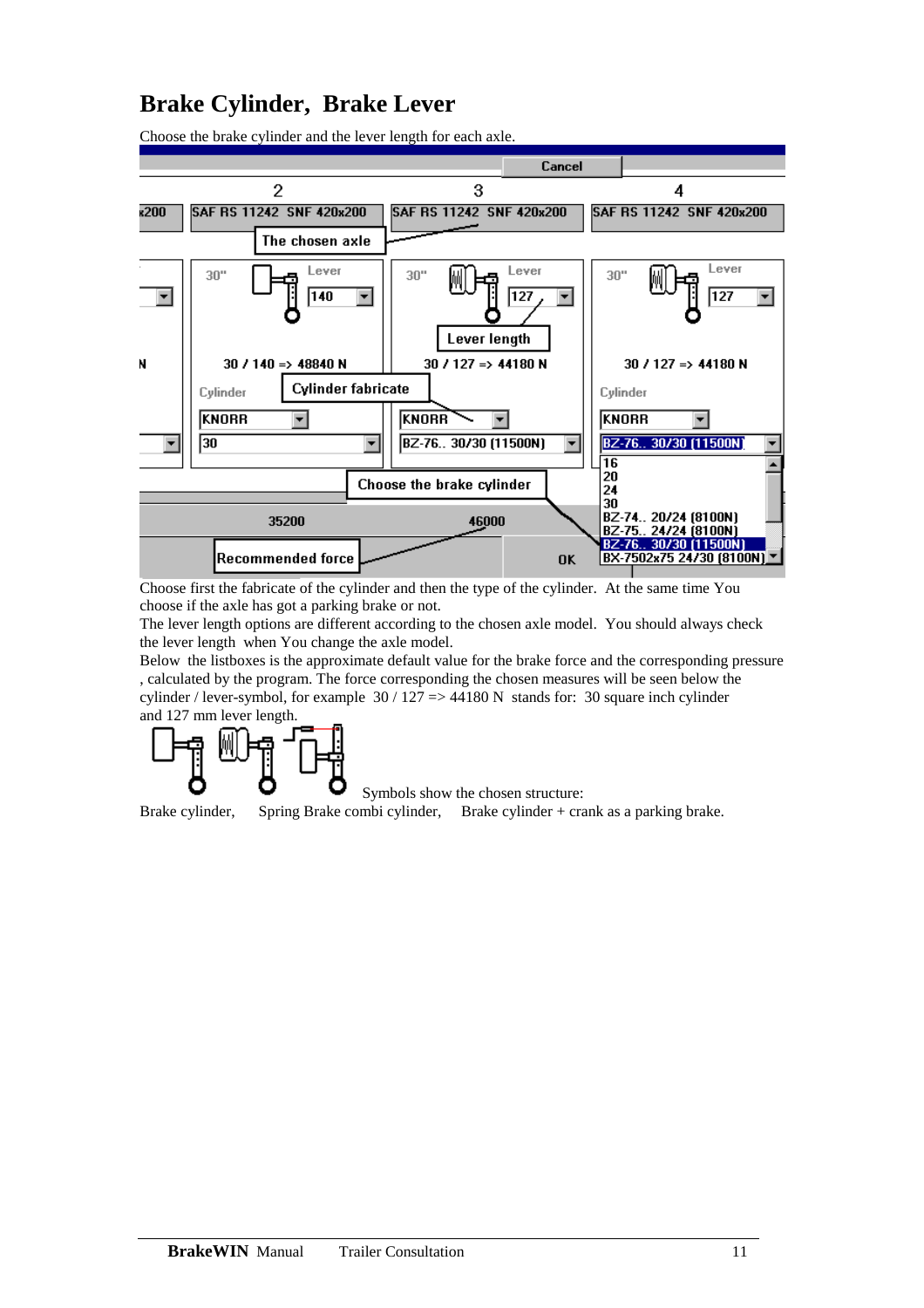# Brake Cylinder, Brake Lever

Choose the brake cylinder and the lever length for each axle.

Choose first the fabricate of the cylinder and then the type of the cylinder. At the same time You choose if the axle has got a parking brake or not.

The lever length options are different according to the chosen axle model. You should always check the lever length when You change the axle model.

Below the listboxes is the approximate default value for the brake force and the corresponding pressure , calculated by the program. The force corresponding the chosen measures will be seen below the cylinder / lever-symbol, for example 30 / 127 => 44180 N stands for: 30 square inch cylinder and 127 mm lever length.

Symbols show the chosen structure:

Brake cylinder, Spring Brake combi cylinder, Brake cylinder + crank as a parking brake.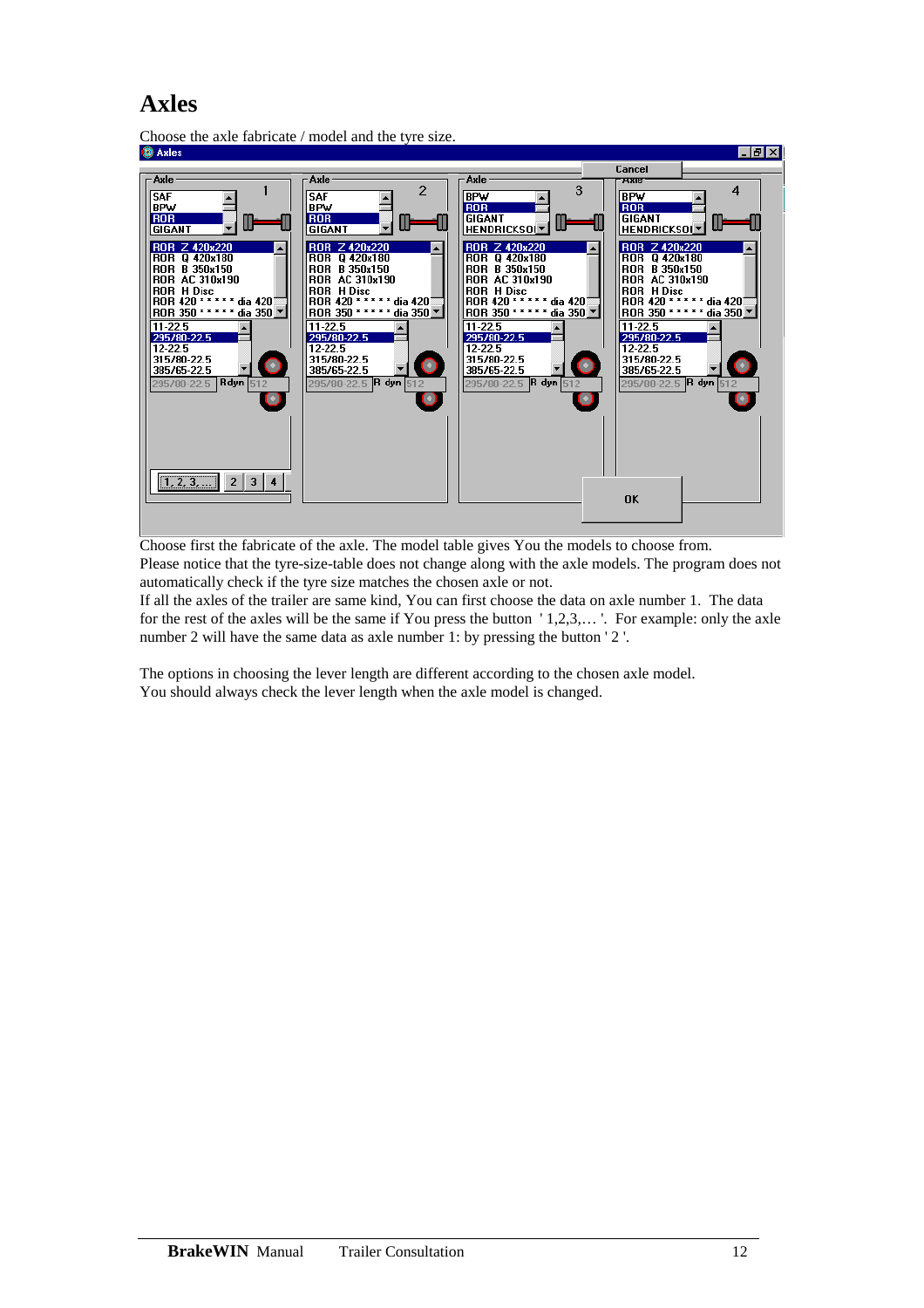# Axles

Choose the axle fabricate / model and the tyre size.

Choose first the fabricate of the axle. The model table gives You the models to choose from.
Please notice that the tyre-size-table does not change along with the axle models. The program does not automatically check if the tyre size matches the chosen axle or not.
If all the axles of the trailer are same kind, You can first choose the data on axle number 1. The data for the rest of the axles will be the same if You press the button ' 1,2,3,… '. For example: only the axle number 2 will have the same data as axle number 1: by pressing the button ' 2 '.

The options in choosing the lever length are different according to the chosen axle model.
You should always check the lever length when the axle model is changed.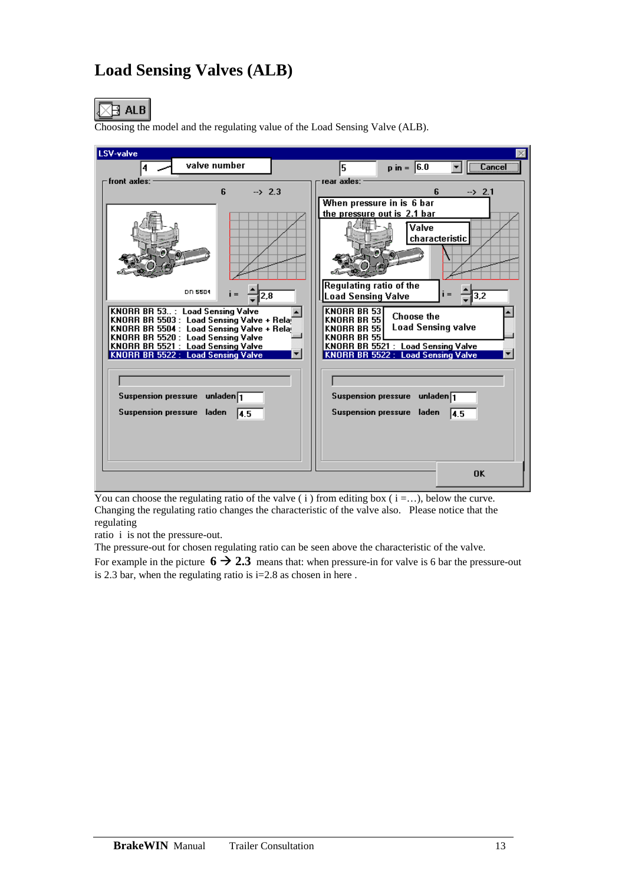# Load Sensing Valves (ALB)

ALB

Choosing the model and the regulating value of the Load Sensing Valve (ALB).

You can choose the regulating ratio of the valve ( i ) from editing box ( i =…), below the curve. Changing the regulating ratio changes the characteristic of the valve also. Please notice that the regulating
ratio i is not the pressure-out.

The pressure-out for chosen regulating ratio can be seen above the characteristic of the valve.

For example in the picture **6 → 2.3** means that: when pressure-in for valve is 6 bar the pressure-out is 2.3 bar, when the regulating ratio is i=2.8 as chosen in here .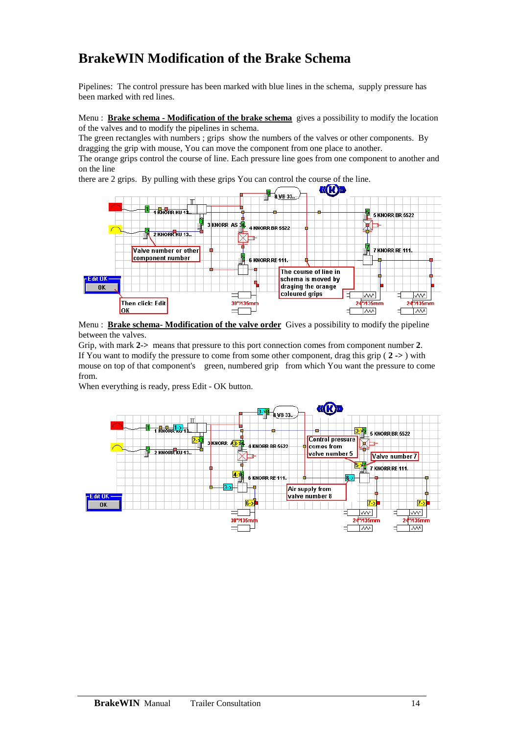# BrakeWIN Modification of the Brake Schema

Pipelines: The control pressure has been marked with blue lines in the schema, supply pressure has been marked with red lines.

Menu : **Brake schema - Modification of the brake schema** gives a possibility to modify the location of the valves and to modify the pipelines in schema.
The green rectangles with numbers ; grips show the numbers of the valves or other components. By dragging the grip with mouse, You can move the component from one place to another.
The orange grips control the course of line. Each pressure line goes from one component to another and on the line
there are 2 grips. By pulling with these grips You can control the course of the line.

Menu : **Brake schema- Modification of the valve order** Gives a possibility to modify the pipeline between the valves.
Grip, with mark **2->** means that pressure to this port connection comes from component number **2**.
If You want to modify the pressure to come from some other component, drag this grip ( **2 ->** ) with mouse on top of that component's green, numbered grip from which You want the pressure to come from.
When everything is ready, press Edit - OK button.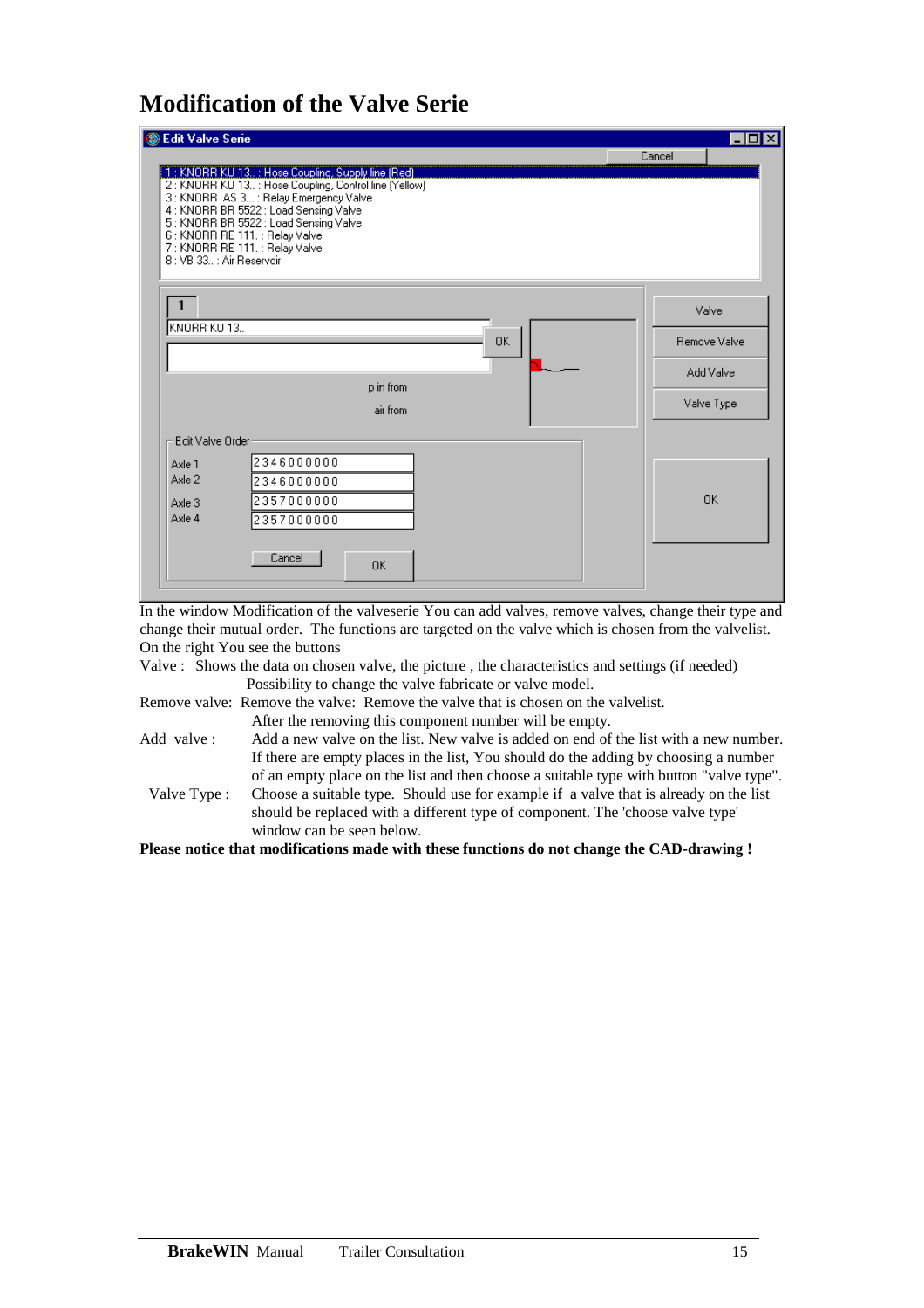# Modification of the Valve Serie

In the window Modification of the valveserie You can add valves, remove valves, change their type and change their mutual order. The functions are targeted on the valve which is chosen from the valvelist. On the right You see the buttons

Valve : Shows the data on chosen valve, the picture , the characteristics and settings (if needed)
Possibility to change the valve fabricate or valve model.

Remove valve: Remove the valve: Remove the valve that is chosen on the valvelist.
After the removing this component number will be empty.

Add valve : Add a new valve on the list. New valve is added on end of the list with a new number. If there are empty places in the list, You should do the adding by choosing a number of an empty place on the list and then choose a suitable type with button "valve type".

Valve Type : Choose a suitable type. Should use for example if a valve that is already on the list should be replaced with a different type of component. The 'choose valve type' window can be seen below.

**Please notice that modifications made with these functions do not change the CAD-drawing !**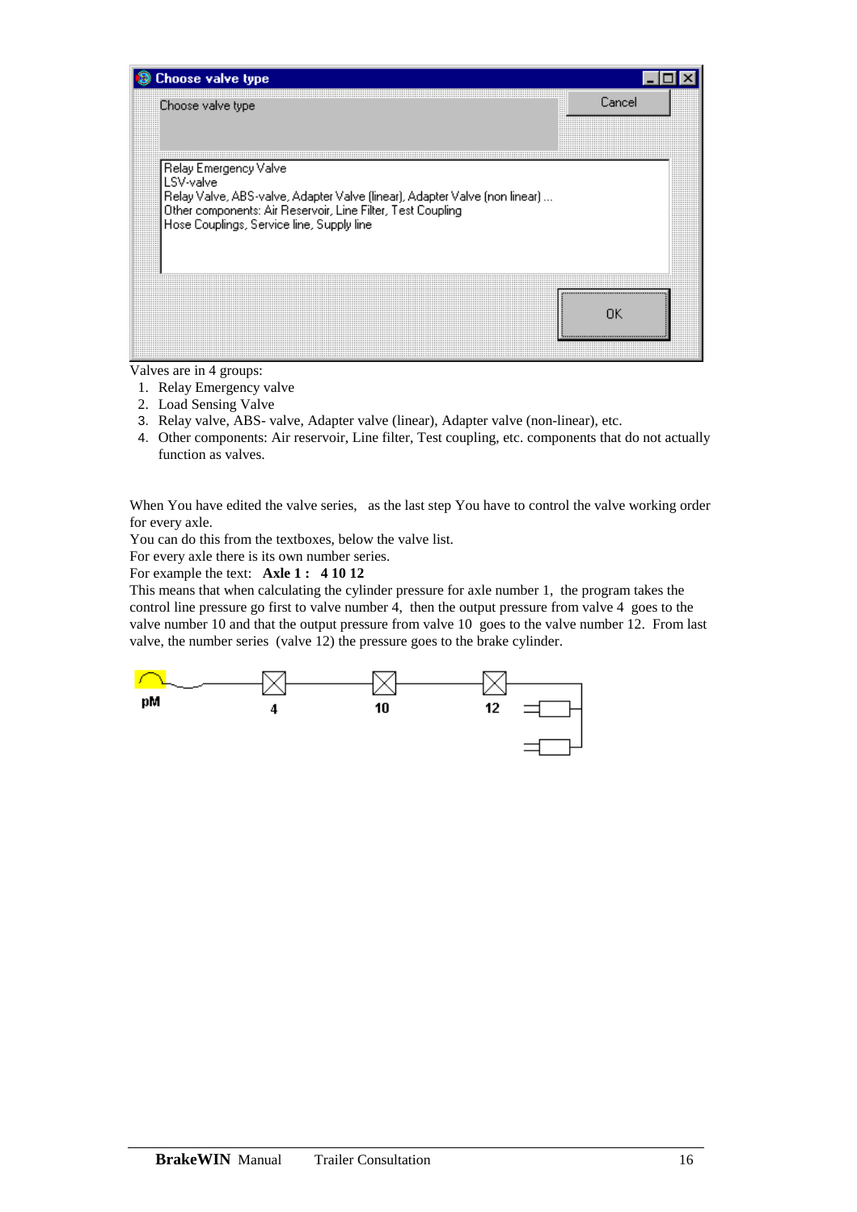Valves are in 4 groups:

1. Relay Emergency valve
2. Load Sensing Valve
3. Relay valve, ABS- valve, Adapter valve (linear), Adapter valve (non-linear), etc.
4. Other components: Air reservoir, Line filter, Test coupling, etc. components that do not actually function as valves.

When You have edited the valve series, as the last step You have to control the valve working order for every axle.

You can do this from the textboxes, below the valve list.

For every axle there is its own number series.

For example the text: **Axle 1 : 4 10 12**

This means that when calculating the cylinder pressure for axle number 1, the program takes the control line pressure go first to valve number 4, then the output pressure from valve 4 goes to the valve number 10 and that the output pressure from valve 10 goes to the valve number 12. From last valve, the number series (valve 12) the pressure goes to the brake cylinder.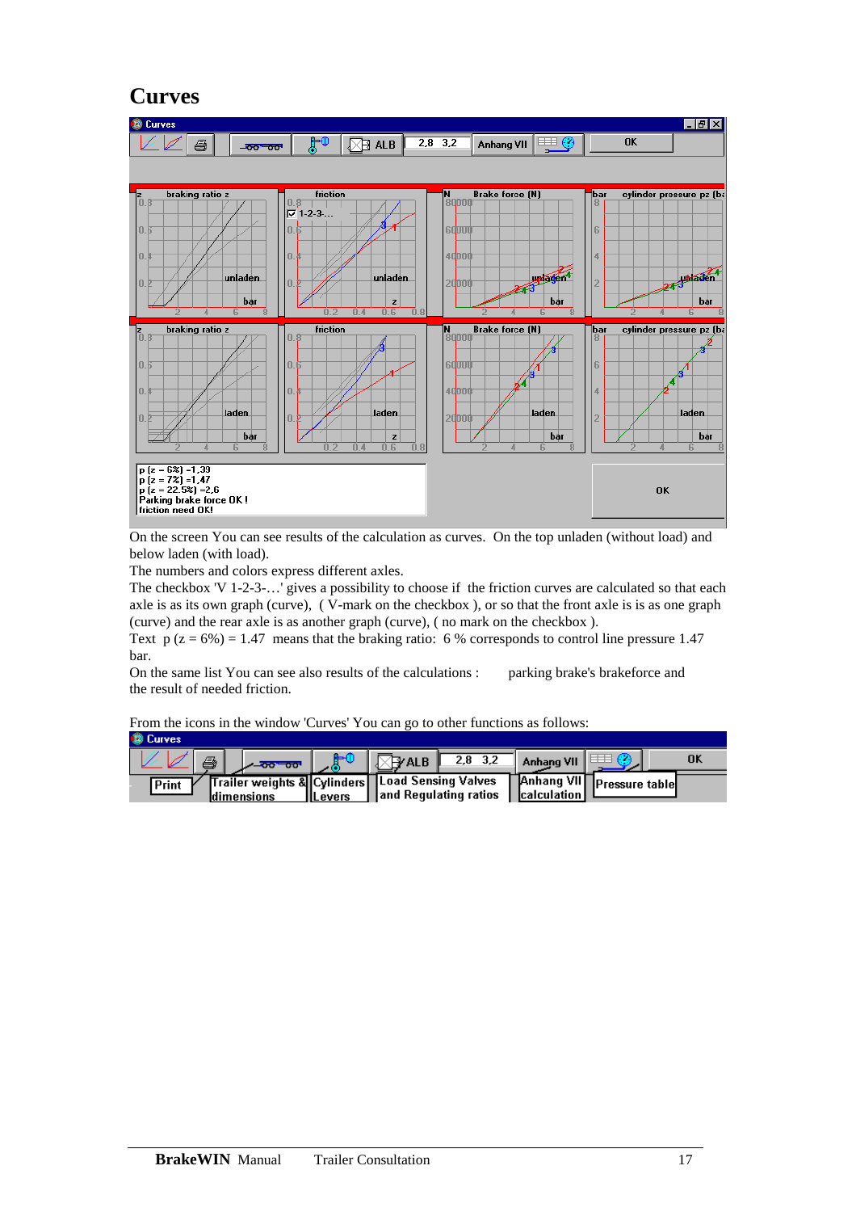# Curves

On the screen You can see results of the calculation as curves. On the top unladen (without load) and below laden (with load).

The numbers and colors express different axles.

The checkbox 'V 1-2-3-…' gives a possibility to choose if the friction curves are calculated so that each axle is as its own graph (curve), ( V-mark on the checkbox ), or so that the front axle is is as one graph (curve) and the rear axle is as another graph (curve), ( no mark on the checkbox ).

Text p (z = 6%) = 1.47 means that the braking ratio: 6 % corresponds to control line pressure 1.47 bar.

On the same list You can see also results of the calculations : parking brake's brakeforce and the result of needed friction.

From the icons in the window 'Curves' You can go to other functions as follows: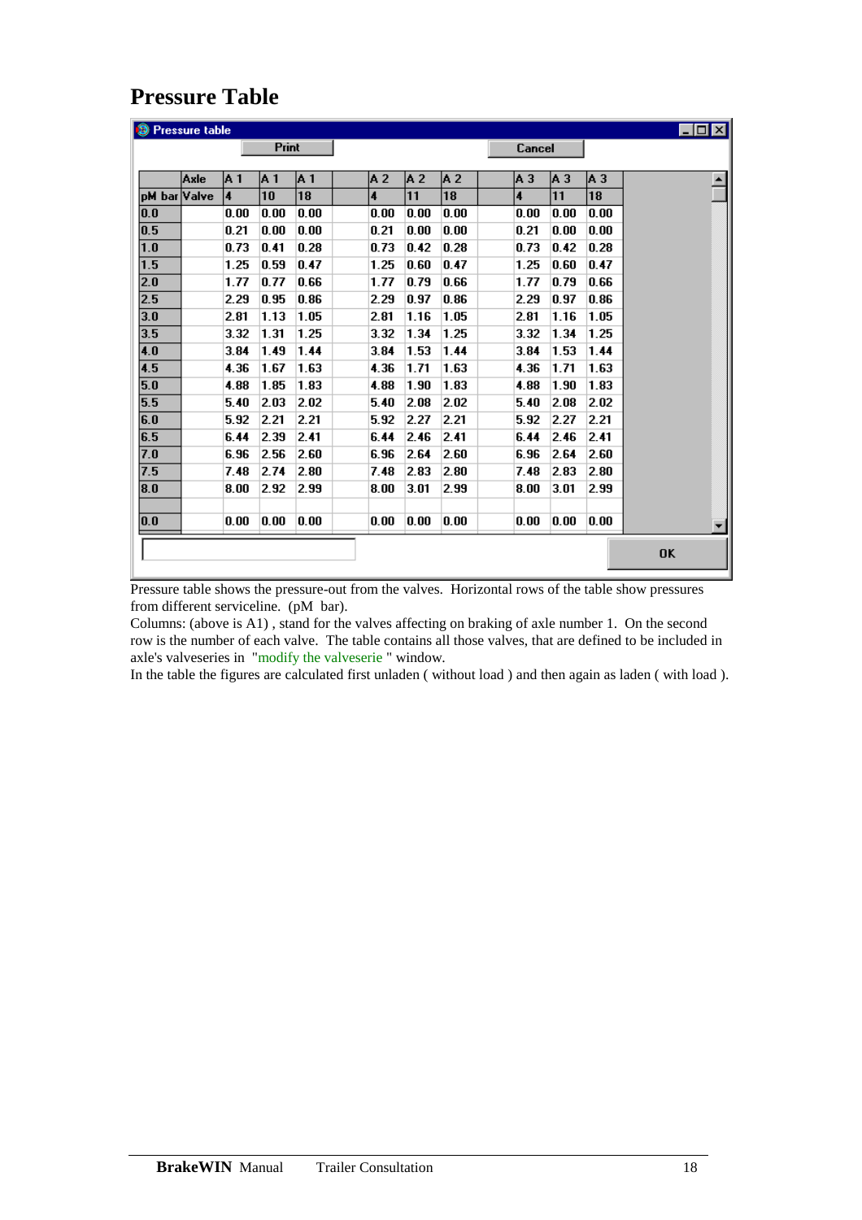# Pressure Table

Pressure table

Print | Cancel

| | Axle | A 1 | A 1 | A 1 | | A 2 | A 2 | A 2 | | A 3 | A 3 | A 3 |
|---|---|---|---|---|---|---|---|---|---|---|---|---|
| pM bar | Valve | 4 | 10 | 18 | | 4 | 11 | 18 | | 4 | 11 | 18 |
| 0.0 | | 0.00 | 0.00 | 0.00 | | 0.00 | 0.00 | 0.00 | | 0.00 | 0.00 | 0.00 |
| 0.5 | | 0.21 | 0.00 | 0.00 | | 0.21 | 0.00 | 0.00 | | 0.21 | 0.00 | 0.00 |
| 1.0 | | 0.73 | 0.41 | 0.28 | | 0.73 | 0.42 | 0.28 | | 0.73 | 0.42 | 0.28 |
| 1.5 | | 1.25 | 0.59 | 0.47 | | 1.25 | 0.60 | 0.47 | | 1.25 | 0.60 | 0.47 |
| 2.0 | | 1.77 | 0.77 | 0.66 | | 1.77 | 0.79 | 0.66 | | 1.77 | 0.79 | 0.66 |
| 2.5 | | 2.29 | 0.95 | 0.86 | | 2.29 | 0.97 | 0.86 | | 2.29 | 0.97 | 0.86 |
| 3.0 | | 2.81 | 1.13 | 1.05 | | 2.81 | 1.16 | 1.05 | | 2.81 | 1.16 | 1.05 |
| 3.5 | | 3.32 | 1.31 | 1.25 | | 3.32 | 1.34 | 1.25 | | 3.32 | 1.34 | 1.25 |
| 4.0 | | 3.84 | 1.49 | 1.44 | | 3.84 | 1.53 | 1.44 | | 3.84 | 1.53 | 1.44 |
| 4.5 | | 4.36 | 1.67 | 1.63 | | 4.36 | 1.71 | 1.63 | | 4.36 | 1.71 | 1.63 |
| 5.0 | | 4.88 | 1.85 | 1.83 | | 4.88 | 1.90 | 1.83 | | 4.88 | 1.90 | 1.83 |
| 5.5 | | 5.40 | 2.03 | 2.02 | | 5.40 | 2.08 | 2.02 | | 5.40 | 2.08 | 2.02 |
| 6.0 | | 5.92 | 2.21 | 2.21 | | 5.92 | 2.27 | 2.21 | | 5.92 | 2.27 | 2.21 |
| 6.5 | | 6.44 | 2.39 | 2.41 | | 6.44 | 2.46 | 2.41 | | 6.44 | 2.46 | 2.41 |
| 7.0 | | 6.96 | 2.56 | 2.60 | | 6.96 | 2.64 | 2.60 | | 6.96 | 2.64 | 2.60 |
| 7.5 | | 7.48 | 2.74 | 2.80 | | 7.48 | 2.83 | 2.80 | | 7.48 | 2.83 | 2.80 |
| 8.0 | | 8.00 | 2.92 | 2.99 | | 8.00 | 3.01 | 2.99 | | 8.00 | 3.01 | 2.99 |
| | | | | | | | | | | | | |
| 0.0 | | 0.00 | 0.00 | 0.00 | | 0.00 | 0.00 | 0.00 | | 0.00 | 0.00 | 0.00 |

OK

Pressure table shows the pressure-out from the valves. Horizontal rows of the table show pressures from different serviceline. (pM bar).

Columns: (above is A1) , stand for the valves affecting on braking of axle number 1. On the second row is the number of each valve. The table contains all those valves, that are defined to be included in axle's valveseries in "modify the valveserie " window.

In the table the figures are calculated first unladen ( without load ) and then again as laden ( with load ).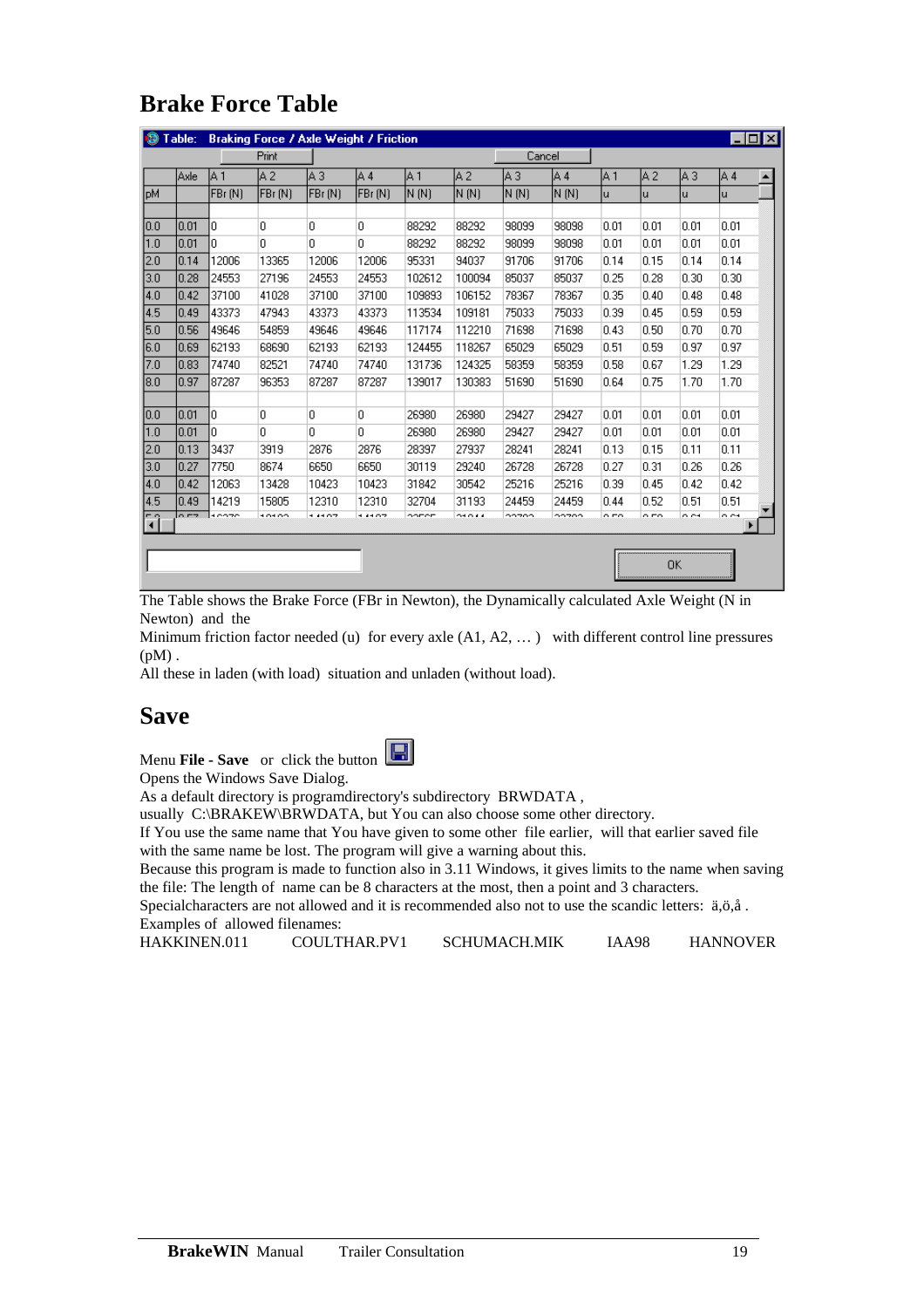# Brake Force Table

Table: Braking Force / Axle Weight / Friction

Print | Cancel

| | Axle | A 1 | A 2 | A 3 | A 4 | A 1 | A 2 | A 3 | A 4 | A 1 | A 2 | A 3 | A 4 |
|---|---|---|---|---|---|---|---|---|---|---|---|---|---|
| pM | | FBr (N) | FBr (N) | FBr (N) | FBr (N) | N (N) | N (N) | N (N) | N (N) | u | u | u | u |
| | | | | | | | | | | | | | |
| 0.0 | 0.01 | 0 | 0 | 0 | 0 | 88292 | 88292 | 98099 | 98098 | 0.01 | 0.01 | 0.01 | 0.01 |
| 1.0 | 0.01 | 0 | 0 | 0 | 0 | 88292 | 88292 | 98099 | 98098 | 0.01 | 0.01 | 0.01 | 0.01 |
| 2.0 | 0.14 | 12006 | 13365 | 12006 | 12006 | 95331 | 94037 | 91706 | 91706 | 0.14 | 0.15 | 0.14 | 0.14 |
| 3.0 | 0.28 | 24553 | 27196 | 24553 | 24553 | 102612 | 100094 | 85037 | 85037 | 0.25 | 0.28 | 0.30 | 0.30 |
| 4.0 | 0.42 | 37100 | 41028 | 37100 | 37100 | 109893 | 106152 | 78367 | 78367 | 0.35 | 0.40 | 0.48 | 0.48 |
| 4.5 | 0.49 | 43373 | 47943 | 43373 | 43373 | 113534 | 109181 | 75033 | 75033 | 0.39 | 0.45 | 0.59 | 0.59 |
| 5.0 | 0.56 | 49646 | 54859 | 49646 | 49646 | 117174 | 112210 | 71698 | 71698 | 0.43 | 0.50 | 0.70 | 0.70 |
| 6.0 | 0.69 | 62193 | 68690 | 62193 | 62193 | 124455 | 118267 | 65029 | 65029 | 0.51 | 0.59 | 0.97 | 0.97 |
| 7.0 | 0.83 | 74740 | 82521 | 74740 | 74740 | 131736 | 124325 | 58359 | 58359 | 0.58 | 0.67 | 1.29 | 1.29 |
| 8.0 | 0.97 | 87287 | 96353 | 87287 | 87287 | 139017 | 130383 | 51690 | 51690 | 0.64 | 0.75 | 1.70 | 1.70 |
| | | | | | | | | | | | | | |
| 0.0 | 0.01 | 0 | 0 | 0 | 0 | 26980 | 26980 | 29427 | 29427 | 0.01 | 0.01 | 0.01 | 0.01 |
| 1.0 | 0.01 | 0 | 0 | 0 | 0 | 26980 | 26980 | 29427 | 29427 | 0.01 | 0.01 | 0.01 | 0.01 |
| 2.0 | 0.13 | 3437 | 3919 | 2876 | 2876 | 28397 | 27937 | 28241 | 28241 | 0.13 | 0.15 | 0.11 | 0.11 |
| 3.0 | 0.27 | 7750 | 8674 | 6650 | 6650 | 30119 | 29240 | 26728 | 26728 | 0.27 | 0.31 | 0.26 | 0.26 |
| 4.0 | 0.42 | 12063 | 13428 | 10423 | 10423 | 31842 | 30542 | 25216 | 25216 | 0.39 | 0.45 | 0.42 | 0.42 |
| 4.5 | 0.49 | 14219 | 15805 | 12310 | 12310 | 32704 | 31193 | 24459 | 24459 | 0.44 | 0.52 | 0.51 | 0.51 |

OK

The Table shows the Brake Force (FBr in Newton), the Dynamically calculated Axle Weight (N in Newton) and the
Minimum friction factor needed (u) for every axle (A1, A2, … ) with different control line pressures (pM) .
All these in laden (with load) situation and unladen (without load).

# Save

Menu **File - Save** or click the button
Opens the Windows Save Dialog.
As a default directory is programdirectory's subdirectory BRWDATA ,
usually C:\BRAKEW\BRWDATA, but You can also choose some other directory.
If You use the same name that You have given to some other file earlier, will that earlier saved file with the same name be lost. The program will give a warning about this.
Because this program is made to function also in 3.11 Windows, it gives limits to the name when saving the file: The length of name can be 8 characters at the most, then a point and 3 characters.
Specialcharacters are not allowed and it is recommended also not to use the scandic letters: ä,ö,å .
Examples of allowed filenames:
HAKKINEN.011 COULTHAR.PV1 SCHUMACH.MIK IAA98 HANNOVER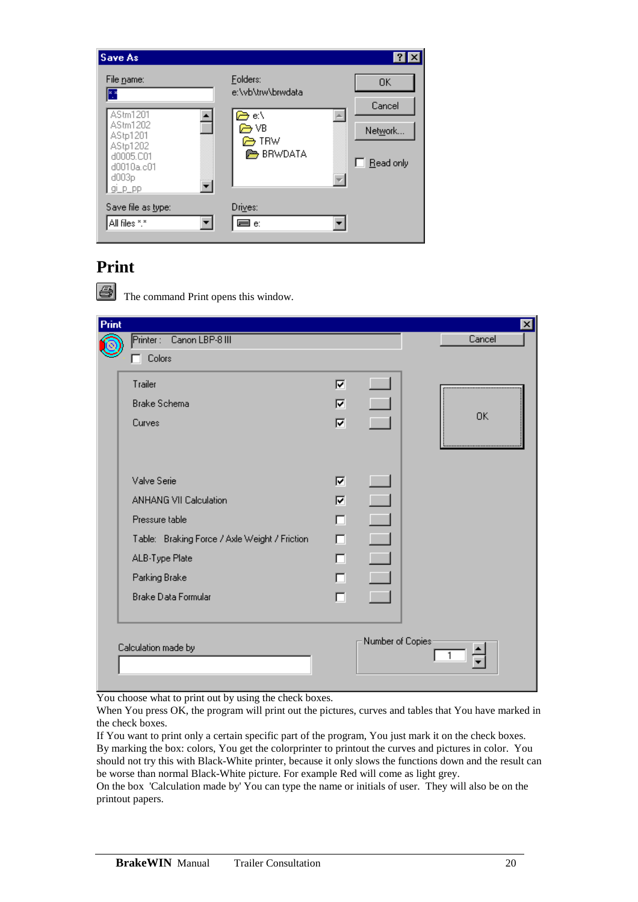## Print

The command Print opens this window.

You choose what to print out by using the check boxes.
When You press OK, the program will print out the pictures, curves and tables that You have marked in the check boxes.
If You want to print only a certain specific part of the program, You just mark it on the check boxes.
By marking the box: colors, You get the colorprinter to printout the curves and pictures in color. You should not try this with Black-White printer, because it only slows the functions down and the result can be worse than normal Black-White picture. For example Red will come as light grey.
On the box 'Calculation made by' You can type the name or initials of user. They will also be on the printout papers.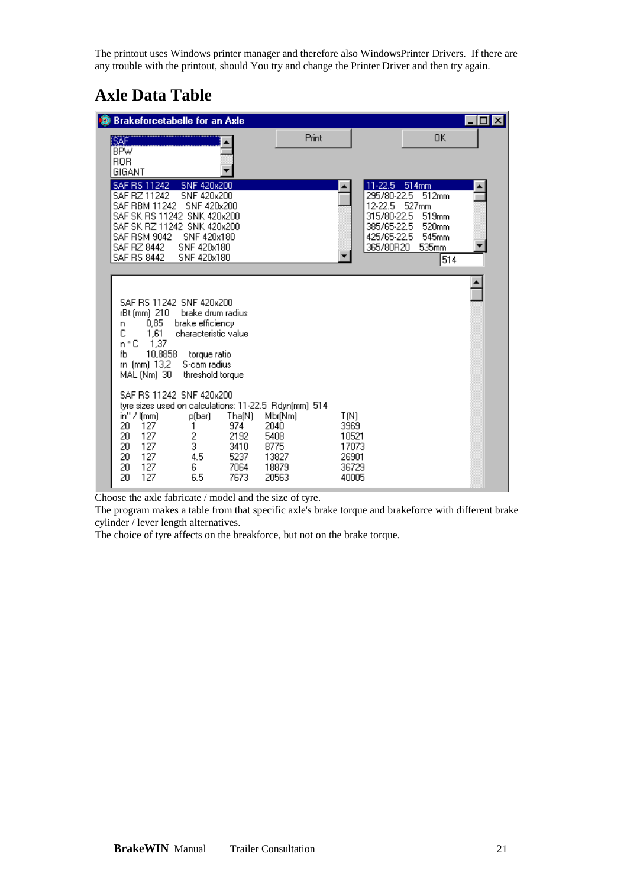The printout uses Windows printer manager and therefore also WindowsPrinter Drivers. If there are any trouble with the printout, should You try and change the Printer Driver and then try again.

## Axle Data Table

Brakeforcetabelle for an Axle

SAF
BPW
ROR
GIGANT

Print | OK

SAF RS 11242 SNF 420x200
SAF RZ 11242 SNF 420x200
SAF RBM 11242 SNF 420x200
SAF SK RS 11242 SNK 420x200
SAF SK RZ 11242 SNK 420x200
SAF RSM 9042 SNF 420x180
SAF RZ 8442 SNF 420x180
SAF RS 8442 SNF 420x180

11-22.5 514mm
295/80-22.5 512mm
12-22.5 527mm
315/80-22.5 519mm
385/65-22.5 520mm
425/65-22.5 545mm
365/80R20 535mm

514

SAF RS 11242 SNF 420x200
rBt (mm) 210 brake drum radius
n 0,85 brake efficiency
C 1,61 characteristic value
n * C 1,37
fb 10,8858 torque ratio
rn (mm) 13,2 S-cam radius
MAL (Nm) 30 threshold torque

SAF RS 11242 SNF 420x200
tyre sizes used on calculations: 11-22.5 Rdyn(mm) 514

| in" / l(mm) | | p(bar) | Tha(N) | Mbr(Nm) | T(N) |
|---|---|---|---|---|---|
| 20 | 127 | 1 | 974 | 2040 | 3969 |
| 20 | 127 | 2 | 2192 | 5408 | 10521 |
| 20 | 127 | 3 | 3410 | 8775 | 17073 |
| 20 | 127 | 4.5 | 5237 | 13827 | 26901 |
| 20 | 127 | 6 | 7064 | 18879 | 36729 |
| 20 | 127 | 6.5 | 7673 | 20563 | 40005 |

Choose the axle fabricate / model and the size of tyre.
The program makes a table from that specific axle's brake torque and brakeforce with different brake cylinder / lever length alternatives.
The choice of tyre affects on the breakforce, but not on the brake torque.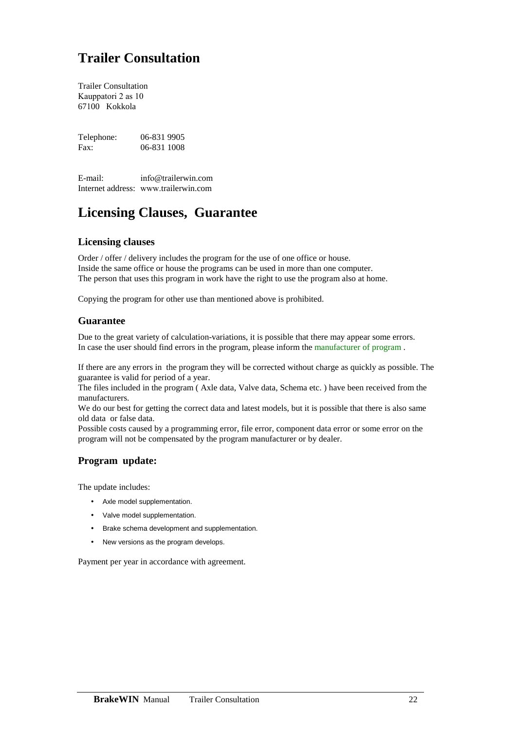# Trailer Consultation

Trailer Consultation
Kauppatori 2 as 10
67100 Kokkola

Telephone: 06-831 9905
Fax: 06-831 1008

E-mail: info@trailerwin.com
Internet address: www.trailerwin.com

# Licensing Clauses, Guarantee

## Licensing clauses

Order / offer / delivery includes the program for the use of one office or house.
Inside the same office or house the programs can be used in more than one computer.
The person that uses this program in work have the right to use the program also at home.

Copying the program for other use than mentioned above is prohibited.

## Guarantee

Due to the great variety of calculation-variations, it is possible that there may appear some errors.
In case the user should find errors in the program, please inform the manufacturer of program .

If there are any errors in the program they will be corrected without charge as quickly as possible. The guarantee is valid for period of a year.
The files included in the program ( Axle data, Valve data, Schema etc. ) have been received from the manufacturers.
We do our best for getting the correct data and latest models, but it is possible that there is also same old data or false data.
Possible costs caused by a programming error, file error, component data error or some error on the program will not be compensated by the program manufacturer or by dealer.

## Program update:

The update includes:

- Axle model supplementation.
- Valve model supplementation.
- Brake schema development and supplementation.
- New versions as the program develops.

Payment per year in accordance with agreement.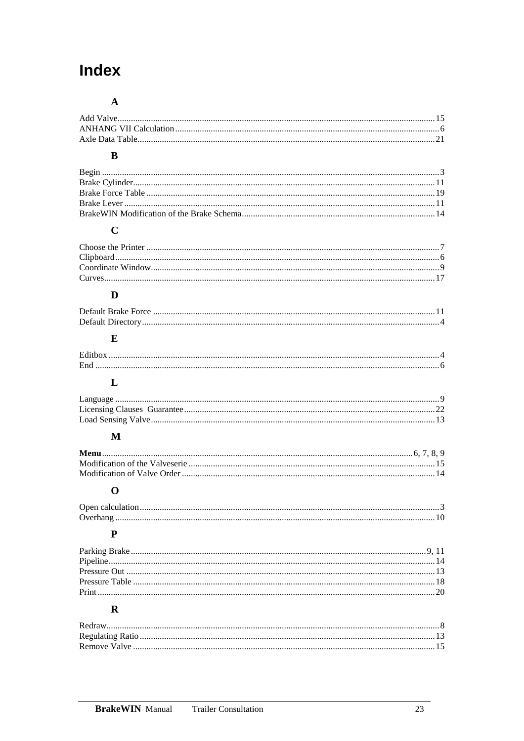# Index

## A

Add Valve....15
ANHANG VII Calculation....6
Axle Data Table....21

## B

Begin....3
Brake Cylinder....11
Brake Force Table....19
Brake Lever....11
BrakeWIN Modification of the Brake Schema....14

## C

Choose the Printer....7
Clipboard....6
Coordinate Window....9
Curves....17

## D

Default Brake Force....11
Default Directory....4

## E

Editbox....4
End....6

## L

Language....9
Licensing Clauses  Guarantee....22
Load Sensing Valve....13

## M

**Menu**....6, 7, 8, 9
Modification of the Valveserie....15
Modification of Valve Order....14

## O

Open calculation....3
Overhang....10

## P

Parking Brake....9, 11
Pipeline....14
Pressure Out....13
Pressure Table....18
Print....20

## R

Redraw....8
Regulating Ratio....13
Remove Valve....15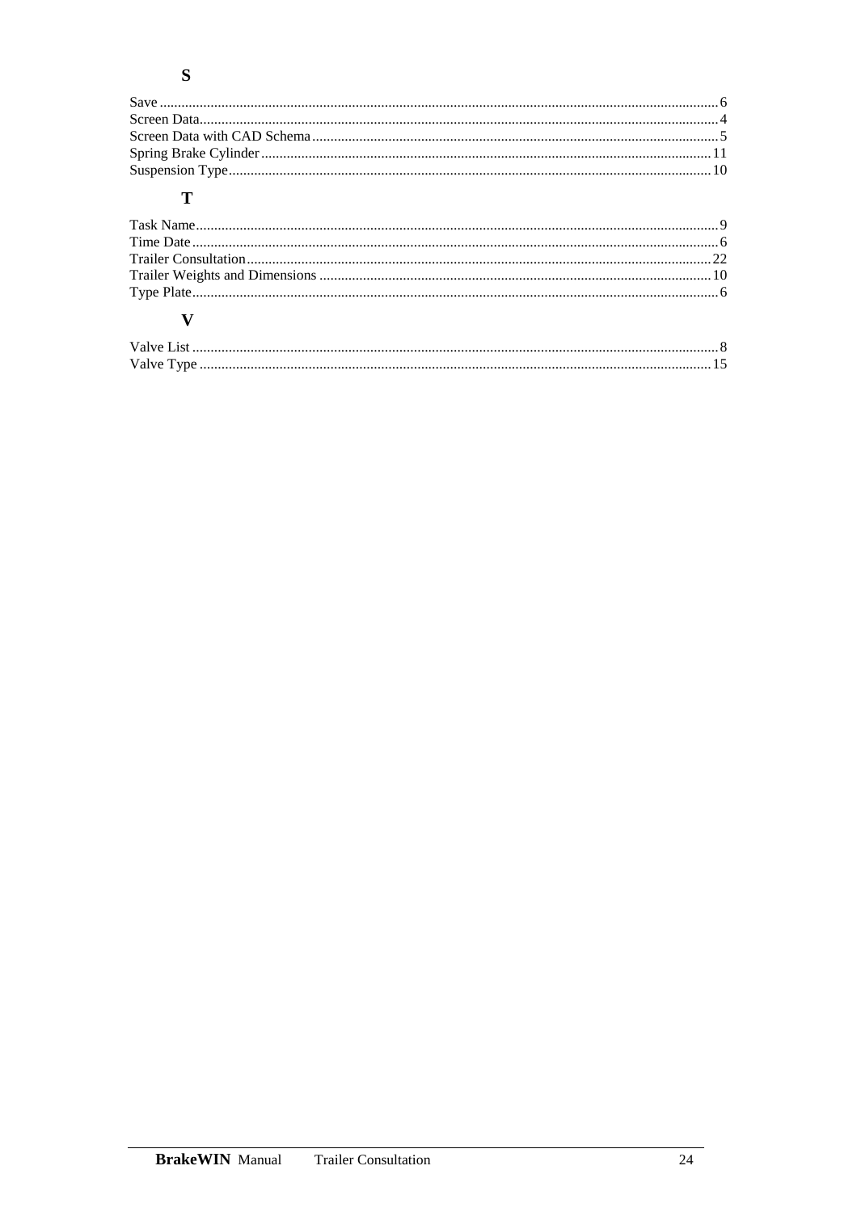## S

Save ........................................................................................................................................ 6
Screen Data.............................................................................................................................. 4
Screen Data with CAD Schema.............................................................................................. 5
Spring Brake Cylinder........................................................................................................... 11
Suspension Type.................................................................................................................... 10

## T

Task Name.............................................................................................................................. 9
Time Date................................................................................................................................ 6
Trailer Consultation.............................................................................................................. 22
Trailer Weights and Dimensions ........................................................................................... 10
Type Plate............................................................................................................................... 6

## V

Valve List ............................................................................................................................... 8
Valve Type ............................................................................................................................ 15